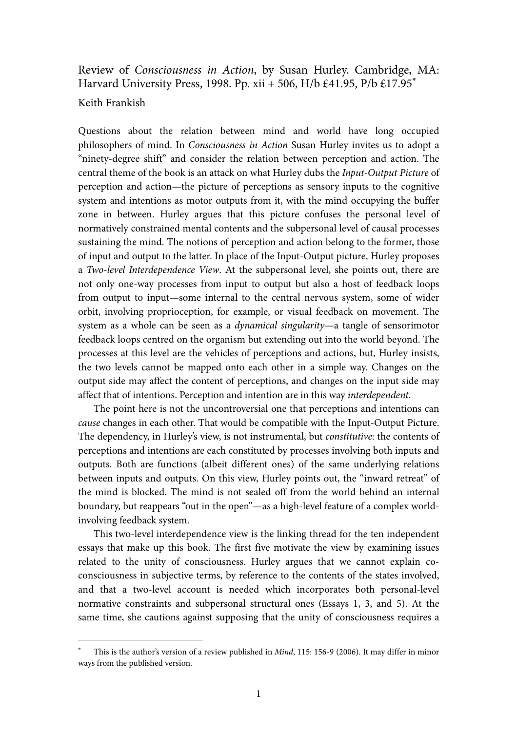Review of *Consciousness in Action*, by Susan Hurley. Cambridge, MA: Harvard University Press, 1998. Pp. xii + 506, H/b £41.95, P/b £17.95*

Keith Frankish

Questions about the relation between mind and world have long occupied philosophers of mind. In *Consciousness in Action* Susan Hurley invites us to adopt a "ninety-degree shift" and consider the relation between perception and action. The central theme of the book is an attack on what Hurley dubs the *Input-Output Picture* of perception and action—the picture of perceptions as sensory inputs to the cognitive system and intentions as motor outputs from it, with the mind occupying the buffer zone in between. Hurley argues that this picture confuses the personal level of normatively constrained mental contents and the subpersonal level of causal processes sustaining the mind. The notions of perception and action belong to the former, those of input and output to the latter. In place of the Input-Output picture, Hurley proposes a *Two-level Interdependence View*. At the subpersonal level, she points out, there are not only one-way processes from input to output but also a host of feedback loops from output to input—some internal to the central nervous system, some of wider orbit, involving proprioception, for example, or visual feedback on movement. The system as a whole can be seen as a *dynamical singularity*—a tangle of sensorimotor feedback loops centred on the organism but extending out into the world beyond. The processes at this level are the vehicles of perceptions and actions, but, Hurley insists, the two levels cannot be mapped onto each other in a simple way. Changes on the output side may affect the content of perceptions, and changes on the input side may affect that of intentions. Perception and intention are in this way *interdependent*.

The point here is not the uncontroversial one that perceptions and intentions can *cause* changes in each other. That would be compatible with the Input-Output Picture. The dependency, in Hurley's view, is not instrumental, but *constitutive*: the contents of perceptions and intentions are each constituted by processes involving both inputs and outputs. Both are functions (albeit different ones) of the same underlying relations between inputs and outputs. On this view, Hurley points out, the "inward retreat" of the mind is blocked. The mind is not sealed off from the world behind an internal boundary, but reappears "out in the open"—as a high-level feature of a complex world-involving feedback system.

This two-level interdependence view is the linking thread for the ten independent essays that make up this book. The first five motivate the view by examining issues related to the unity of consciousness. Hurley argues that we cannot explain co-consciousness in subjective terms, by reference to the contents of the states involved, and that a two-level account is needed which incorporates both personal-level normative constraints and subpersonal structural ones (Essays 1, 3, and 5). At the same time, she cautions against supposing that the unity of consciousness requires a

---

\* This is the author's version of a review published in *Mind*, 115: 156-9 (2006). It may differ in minor ways from the published version.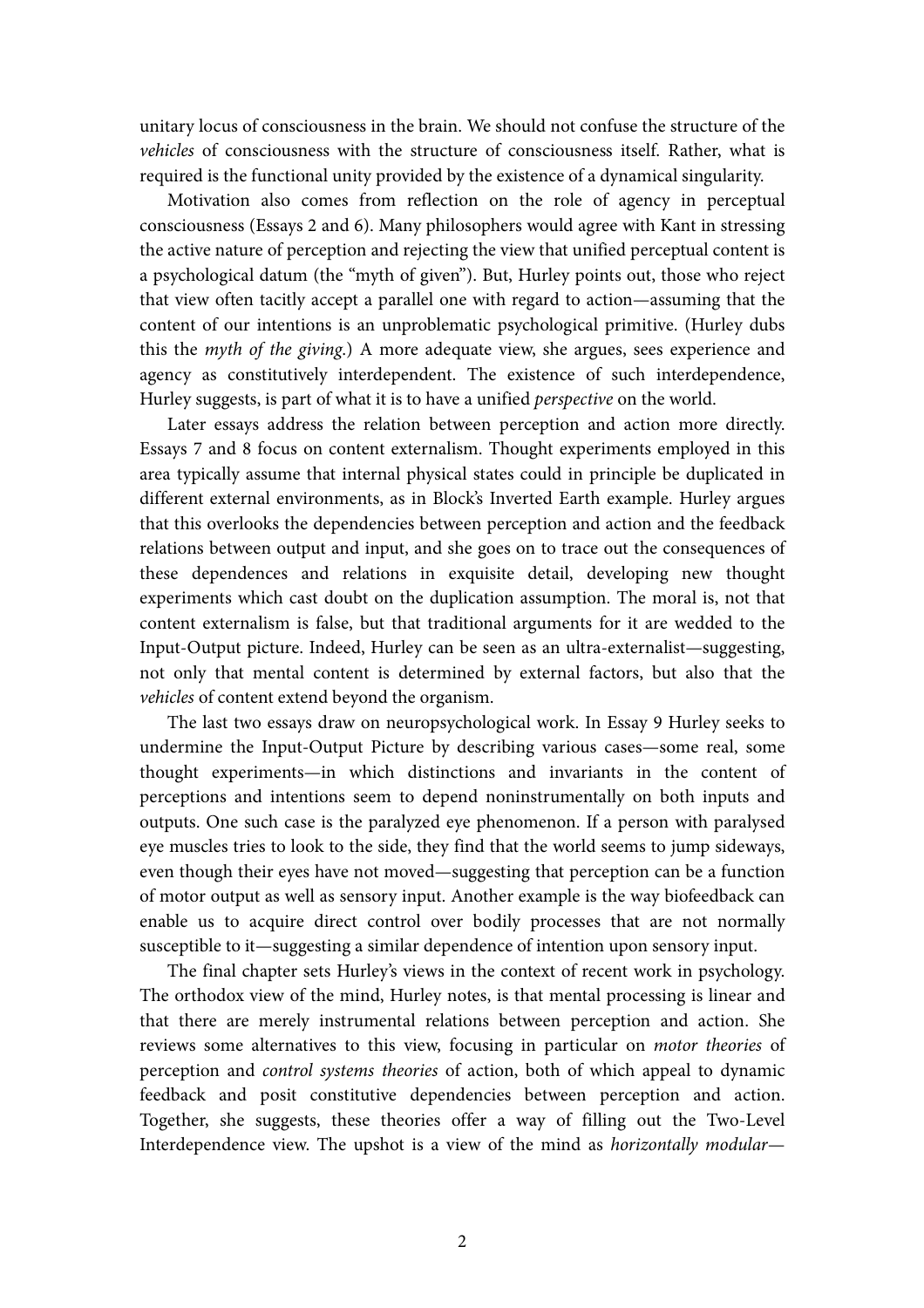unitary locus of consciousness in the brain. We should not confuse the structure of the *vehicles* of consciousness with the structure of consciousness itself. Rather, what is required is the functional unity provided by the existence of a dynamical singularity.

Motivation also comes from reflection on the role of agency in perceptual consciousness (Essays 2 and 6). Many philosophers would agree with Kant in stressing the active nature of perception and rejecting the view that unified perceptual content is a psychological datum (the "myth of given"). But, Hurley points out, those who reject that view often tacitly accept a parallel one with regard to action—assuming that the content of our intentions is an unproblematic psychological primitive. (Hurley dubs this the *myth of the giving*.) A more adequate view, she argues, sees experience and agency as constitutively interdependent. The existence of such interdependence, Hurley suggests, is part of what it is to have a unified *perspective* on the world.

Later essays address the relation between perception and action more directly. Essays 7 and 8 focus on content externalism. Thought experiments employed in this area typically assume that internal physical states could in principle be duplicated in different external environments, as in Block's Inverted Earth example. Hurley argues that this overlooks the dependencies between perception and action and the feedback relations between output and input, and she goes on to trace out the consequences of these dependences and relations in exquisite detail, developing new thought experiments which cast doubt on the duplication assumption. The moral is, not that content externalism is false, but that traditional arguments for it are wedded to the Input-Output picture. Indeed, Hurley can be seen as an ultra-externalist—suggesting, not only that mental content is determined by external factors, but also that the *vehicles* of content extend beyond the organism.

The last two essays draw on neuropsychological work. In Essay 9 Hurley seeks to undermine the Input-Output Picture by describing various cases—some real, some thought experiments—in which distinctions and invariants in the content of perceptions and intentions seem to depend noninstrumentally on both inputs and outputs. One such case is the paralyzed eye phenomenon. If a person with paralysed eye muscles tries to look to the side, they find that the world seems to jump sideways, even though their eyes have not moved—suggesting that perception can be a function of motor output as well as sensory input. Another example is the way biofeedback can enable us to acquire direct control over bodily processes that are not normally susceptible to it—suggesting a similar dependence of intention upon sensory input.

The final chapter sets Hurley's views in the context of recent work in psychology. The orthodox view of the mind, Hurley notes, is that mental processing is linear and that there are merely instrumental relations between perception and action. She reviews some alternatives to this view, focusing in particular on *motor theories* of perception and *control systems theories* of action, both of which appeal to dynamic feedback and posit constitutive dependencies between perception and action. Together, she suggests, these theories offer a way of filling out the Two-Level Interdependence view. The upshot is a view of the mind as *horizontally modular*—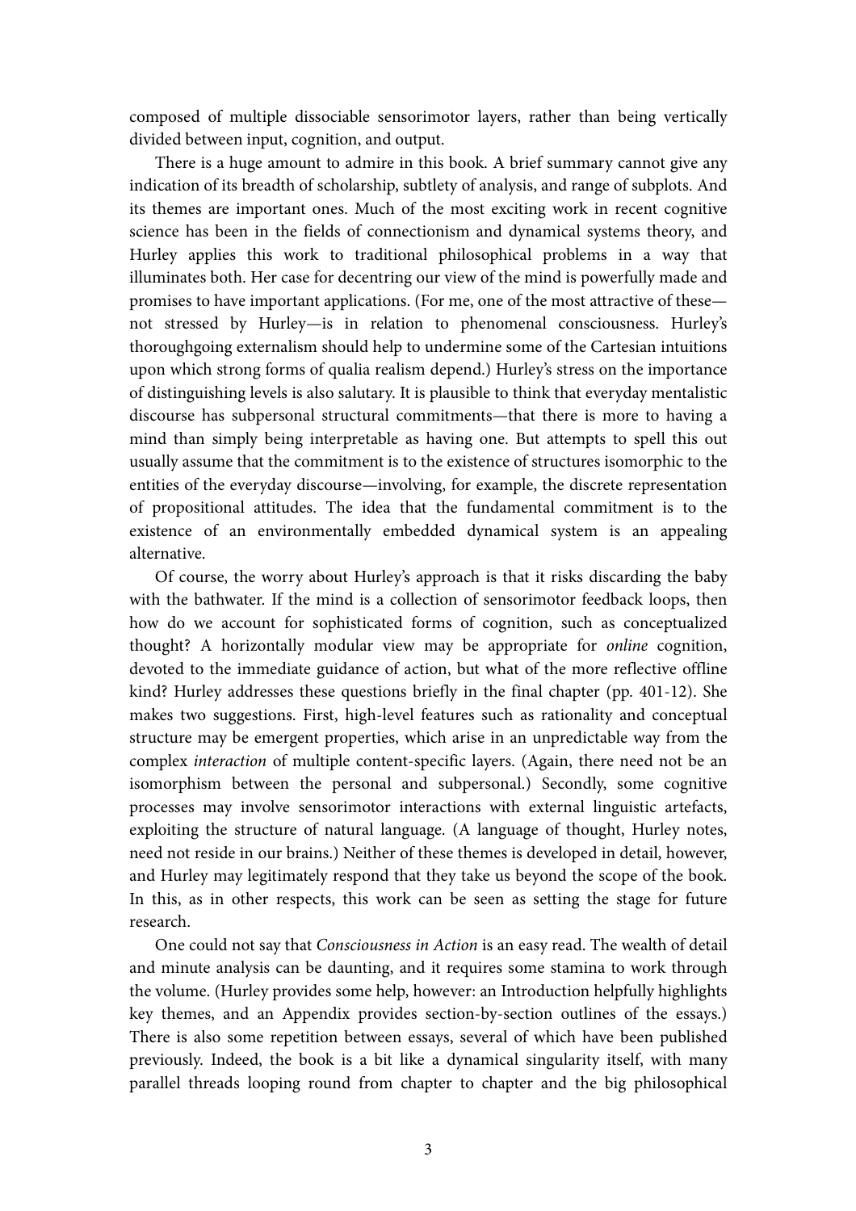composed of multiple dissociable sensorimotor layers, rather than being vertically divided between input, cognition, and output.

There is a huge amount to admire in this book. A brief summary cannot give any indication of its breadth of scholarship, subtlety of analysis, and range of subplots. And its themes are important ones. Much of the most exciting work in recent cognitive science has been in the fields of connectionism and dynamical systems theory, and Hurley applies this work to traditional philosophical problems in a way that illuminates both. Her case for decentring our view of the mind is powerfully made and promises to have important applications. (For me, one of the most attractive of these—not stressed by Hurley—is in relation to phenomenal consciousness. Hurley's thoroughgoing externalism should help to undermine some of the Cartesian intuitions upon which strong forms of qualia realism depend.) Hurley's stress on the importance of distinguishing levels is also salutary. It is plausible to think that everyday mentalistic discourse has subpersonal structural commitments—that there is more to having a mind than simply being interpretable as having one. But attempts to spell this out usually assume that the commitment is to the existence of structures isomorphic to the entities of the everyday discourse—involving, for example, the discrete representation of propositional attitudes. The idea that the fundamental commitment is to the existence of an environmentally embedded dynamical system is an appealing alternative.

Of course, the worry about Hurley's approach is that it risks discarding the baby with the bathwater. If the mind is a collection of sensorimotor feedback loops, then how do we account for sophisticated forms of cognition, such as conceptualized thought? A horizontally modular view may be appropriate for *online* cognition, devoted to the immediate guidance of action, but what of the more reflective offline kind? Hurley addresses these questions briefly in the final chapter (pp. 401-12). She makes two suggestions. First, high-level features such as rationality and conceptual structure may be emergent properties, which arise in an unpredictable way from the complex *interaction* of multiple content-specific layers. (Again, there need not be an isomorphism between the personal and subpersonal.) Secondly, some cognitive processes may involve sensorimotor interactions with external linguistic artefacts, exploiting the structure of natural language. (A language of thought, Hurley notes, need not reside in our brains.) Neither of these themes is developed in detail, however, and Hurley may legitimately respond that they take us beyond the scope of the book. In this, as in other respects, this work can be seen as setting the stage for future research.

One could not say that *Consciousness in Action* is an easy read. The wealth of detail and minute analysis can be daunting, and it requires some stamina to work through the volume. (Hurley provides some help, however: an Introduction helpfully highlights key themes, and an Appendix provides section-by-section outlines of the essays.) There is also some repetition between essays, several of which have been published previously. Indeed, the book is a bit like a dynamical singularity itself, with many parallel threads looping round from chapter to chapter and the big philosophical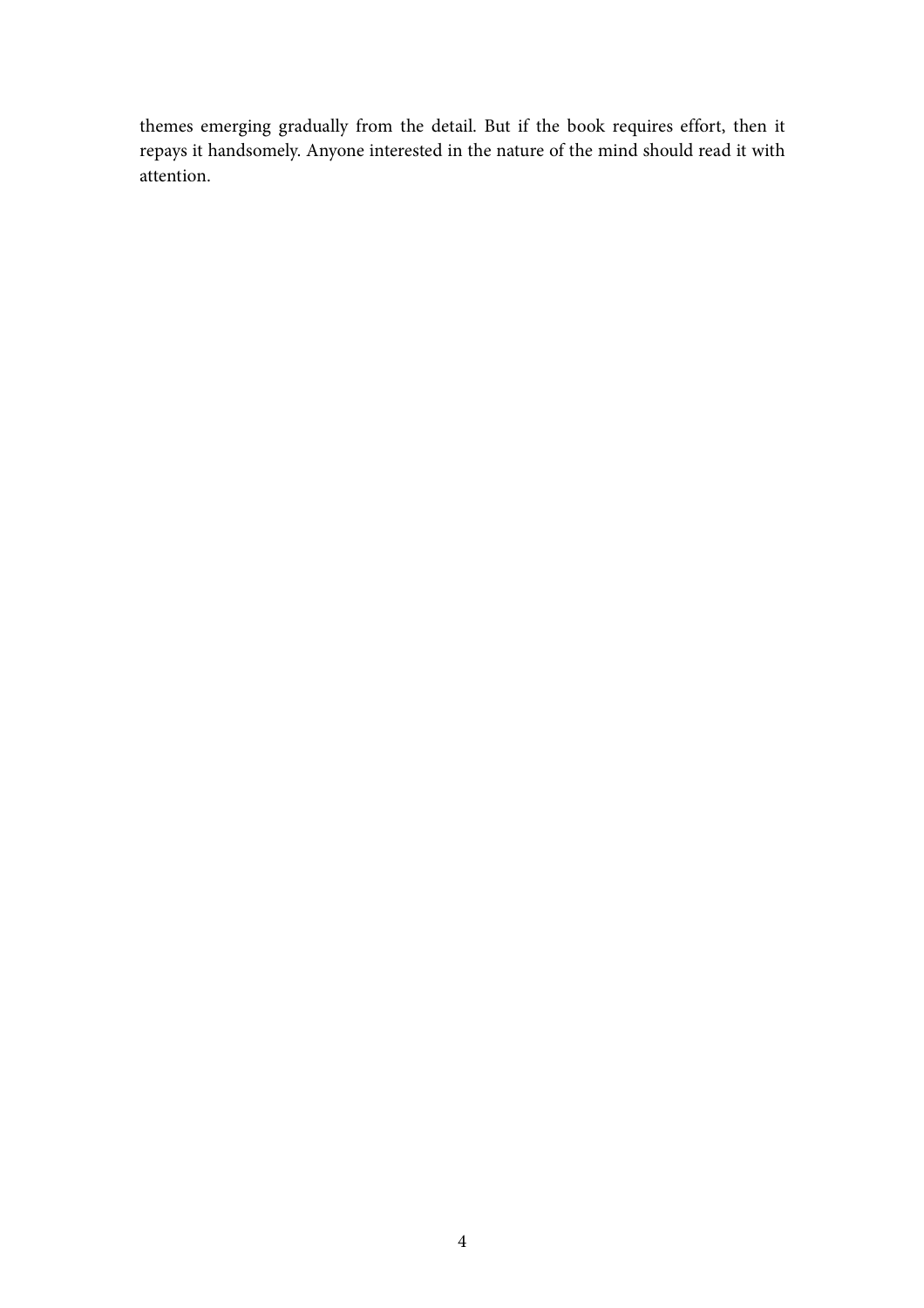themes emerging gradually from the detail. But if the book requires effort, then it repays it handsomely. Anyone interested in the nature of the mind should read it with attention.